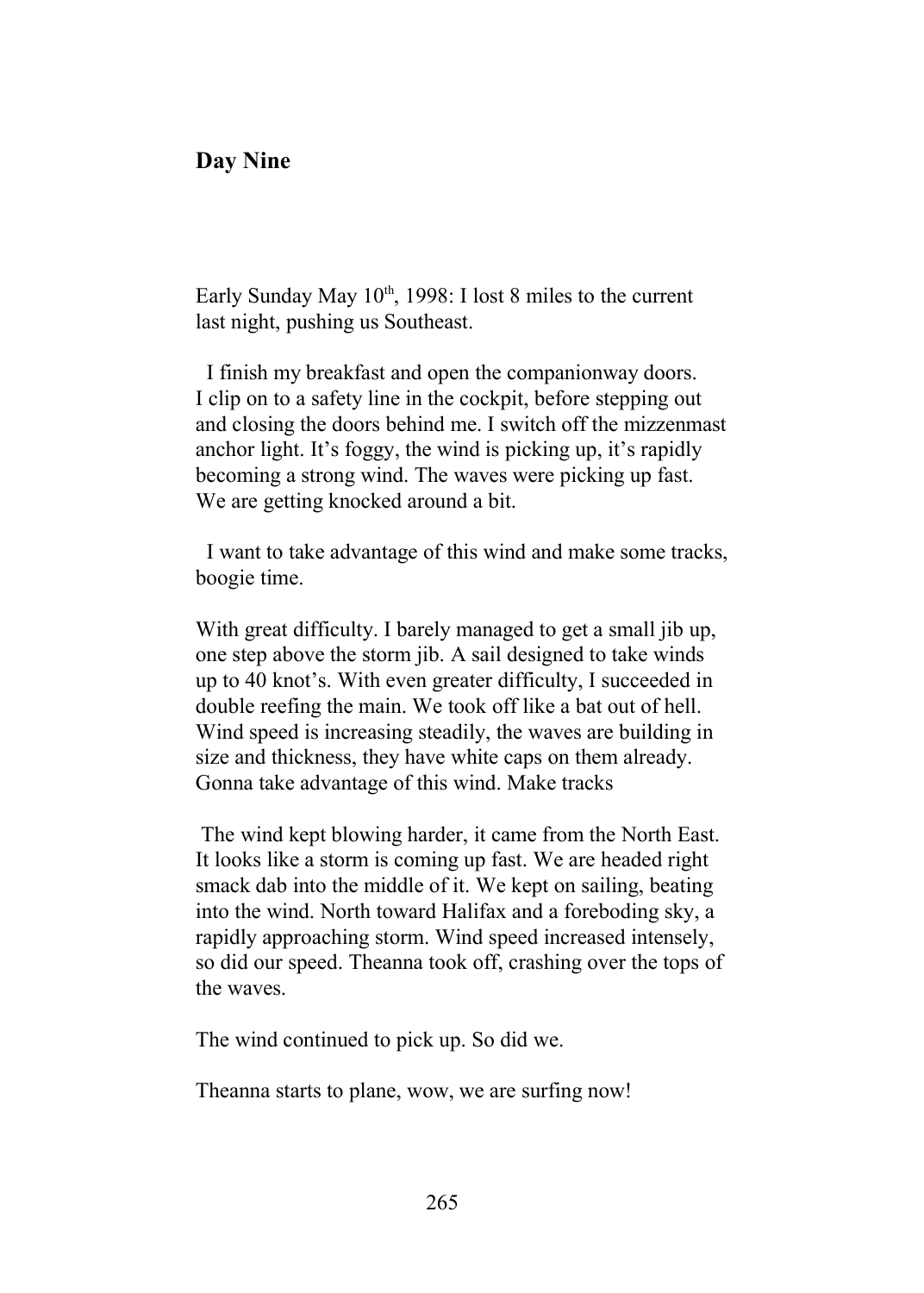## Day Nine

Early Sunday May 10th, 1998: I lost 8 miles to the current last night, pushing us Southeast.

I finish my breakfast and open the companionway doors. I clip on to a safety line in the cockpit, before stepping out and closing the doors behind me. I switch off the mizzenmast anchor light. It's foggy, the wind is picking up, it's rapidly becoming a strong wind. The waves were picking up fast. We are getting knocked around a bit.

I want to take advantage of this wind and make some tracks, boogie time.

With great difficulty. I barely managed to get a small jib up, one step above the storm jib. A sail designed to take winds up to 40 knot's. With even greater difficulty, I succeeded in double reefing the main. We took off like a bat out of hell. Wind speed is increasing steadily, the waves are building in size and thickness, they have white caps on them already. Gonna take advantage of this wind. Make tracks

The wind kept blowing harder, it came from the North East. It looks like a storm is coming up fast. We are headed right smack dab into the middle of it. We kept on sailing, beating into the wind. North toward Halifax and a foreboding sky, a rapidly approaching storm. Wind speed increased intensely, so did our speed. Theanna took off, crashing over the tops of the waves.

The wind continued to pick up. So did we.

Theanna starts to plane, wow, we are surfing now!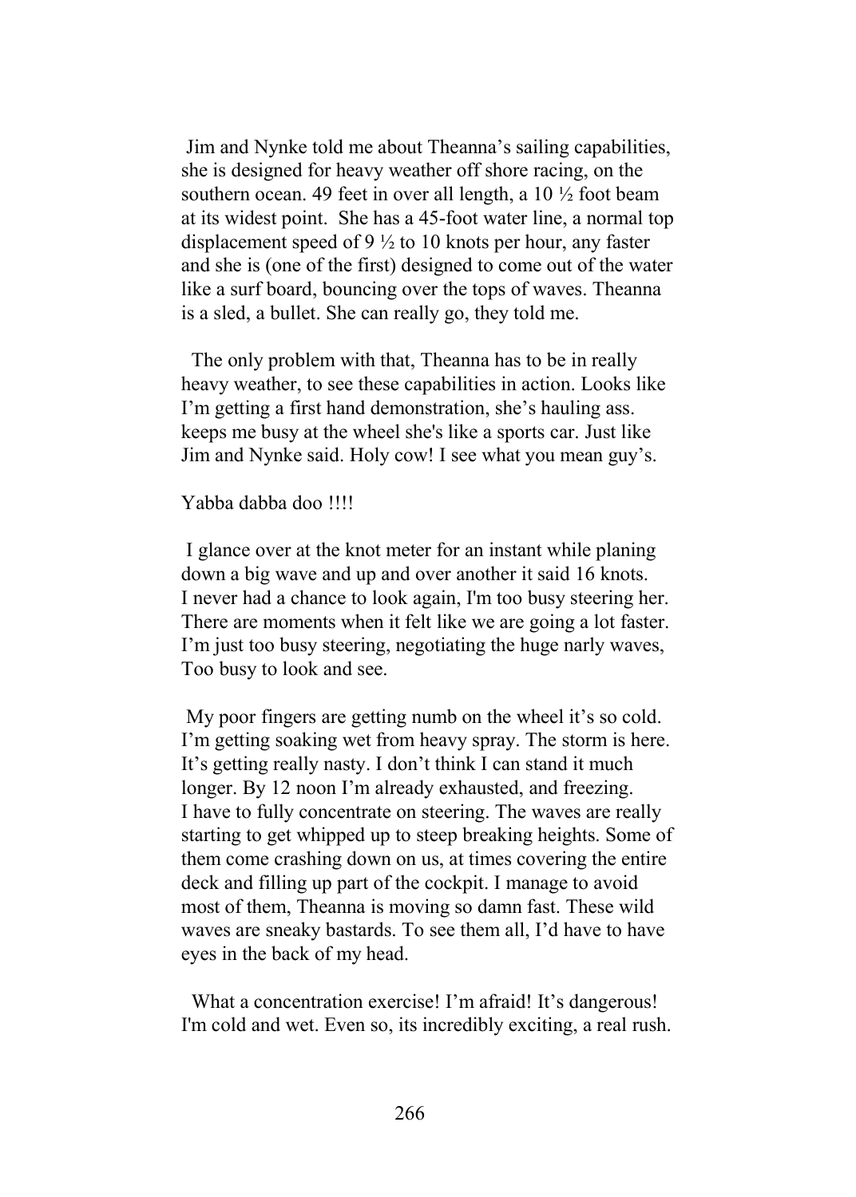Jim and Nynke told me about Theanna's sailing capabilities, she is designed for heavy weather off shore racing, on the southern ocean. 49 feet in over all length, a 10 ½ foot beam at its widest point. She has a 45-foot water line, a normal top displacement speed of 9 ½ to 10 knots per hour, any faster and she is (one of the first) designed to come out of the water like a surf board, bouncing over the tops of waves. Theanna is a sled, a bullet. She can really go, they told me.

The only problem with that, Theanna has to be in really heavy weather, to see these capabilities in action. Looks like I'm getting a first hand demonstration, she's hauling ass. keeps me busy at the wheel she's like a sports car. Just like Jim and Nynke said. Holy cow! I see what you mean guy's.

Yabba dabba doo !!!!

I glance over at the knot meter for an instant while planing down a big wave and up and over another it said 16 knots. I never had a chance to look again, I'm too busy steering her. There are moments when it felt like we are going a lot faster. I'm just too busy steering, negotiating the huge narly waves, Too busy to look and see.

My poor fingers are getting numb on the wheel it's so cold. I'm getting soaking wet from heavy spray. The storm is here. It's getting really nasty. I don't think I can stand it much longer. By 12 noon I'm already exhausted, and freezing. I have to fully concentrate on steering. The waves are really starting to get whipped up to steep breaking heights. Some of them come crashing down on us, at times covering the entire deck and filling up part of the cockpit. I manage to avoid most of them, Theanna is moving so damn fast. These wild waves are sneaky bastards. To see them all, I'd have to have eyes in the back of my head.

What a concentration exercise! I'm afraid! It's dangerous! I'm cold and wet. Even so, its incredibly exciting, a real rush.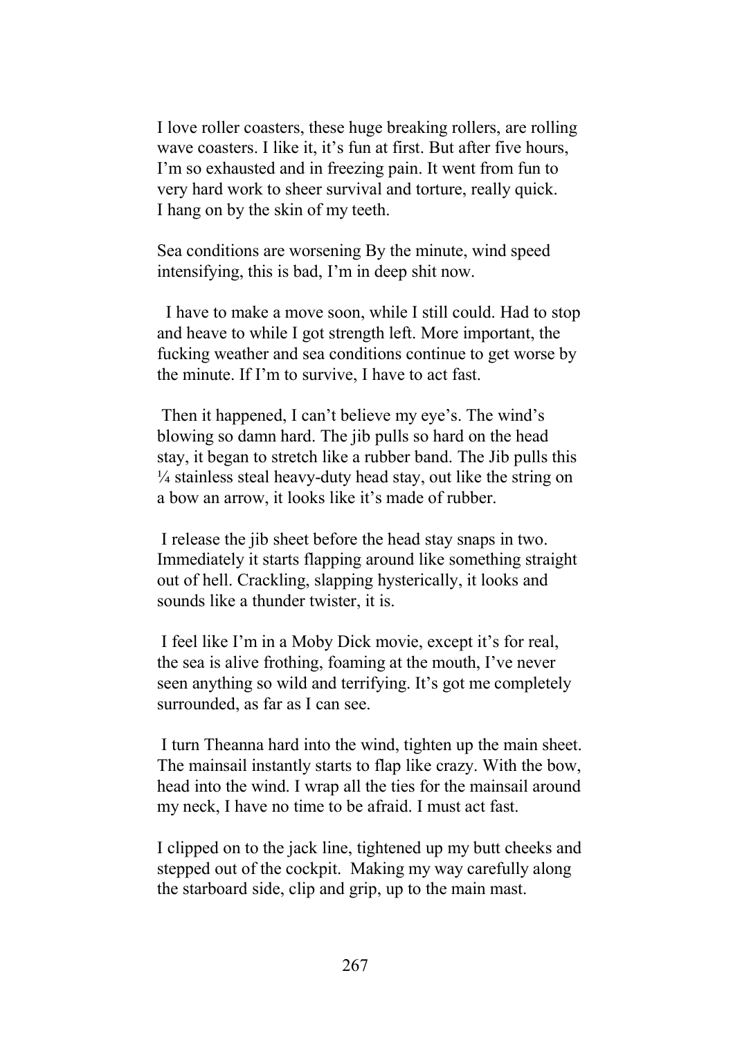I love roller coasters, these huge breaking rollers, are rolling wave coasters. I like it, it's fun at first. But after five hours, I'm so exhausted and in freezing pain. It went from fun to very hard work to sheer survival and torture, really quick. I hang on by the skin of my teeth.

Sea conditions are worsening By the minute, wind speed intensifying, this is bad, I'm in deep shit now.

I have to make a move soon, while I still could. Had to stop and heave to while I got strength left. More important, the fucking weather and sea conditions continue to get worse by the minute. If I'm to survive, I have to act fast.

Then it happened, I can't believe my eye's. The wind's blowing so damn hard. The jib pulls so hard on the head stay, it began to stretch like a rubber band. The Jib pulls this ¼ stainless steal heavy-duty head stay, out like the string on a bow an arrow, it looks like it's made of rubber.

I release the jib sheet before the head stay snaps in two. Immediately it starts flapping around like something straight out of hell. Crackling, slapping hysterically, it looks and sounds like a thunder twister, it is.

I feel like I'm in a Moby Dick movie, except it's for real, the sea is alive frothing, foaming at the mouth, I've never seen anything so wild and terrifying. It's got me completely surrounded, as far as I can see.

I turn Theanna hard into the wind, tighten up the main sheet. The mainsail instantly starts to flap like crazy. With the bow, head into the wind. I wrap all the ties for the mainsail around my neck, I have no time to be afraid. I must act fast.

I clipped on to the jack line, tightened up my butt cheeks and stepped out of the cockpit. Making my way carefully along the starboard side, clip and grip, up to the main mast.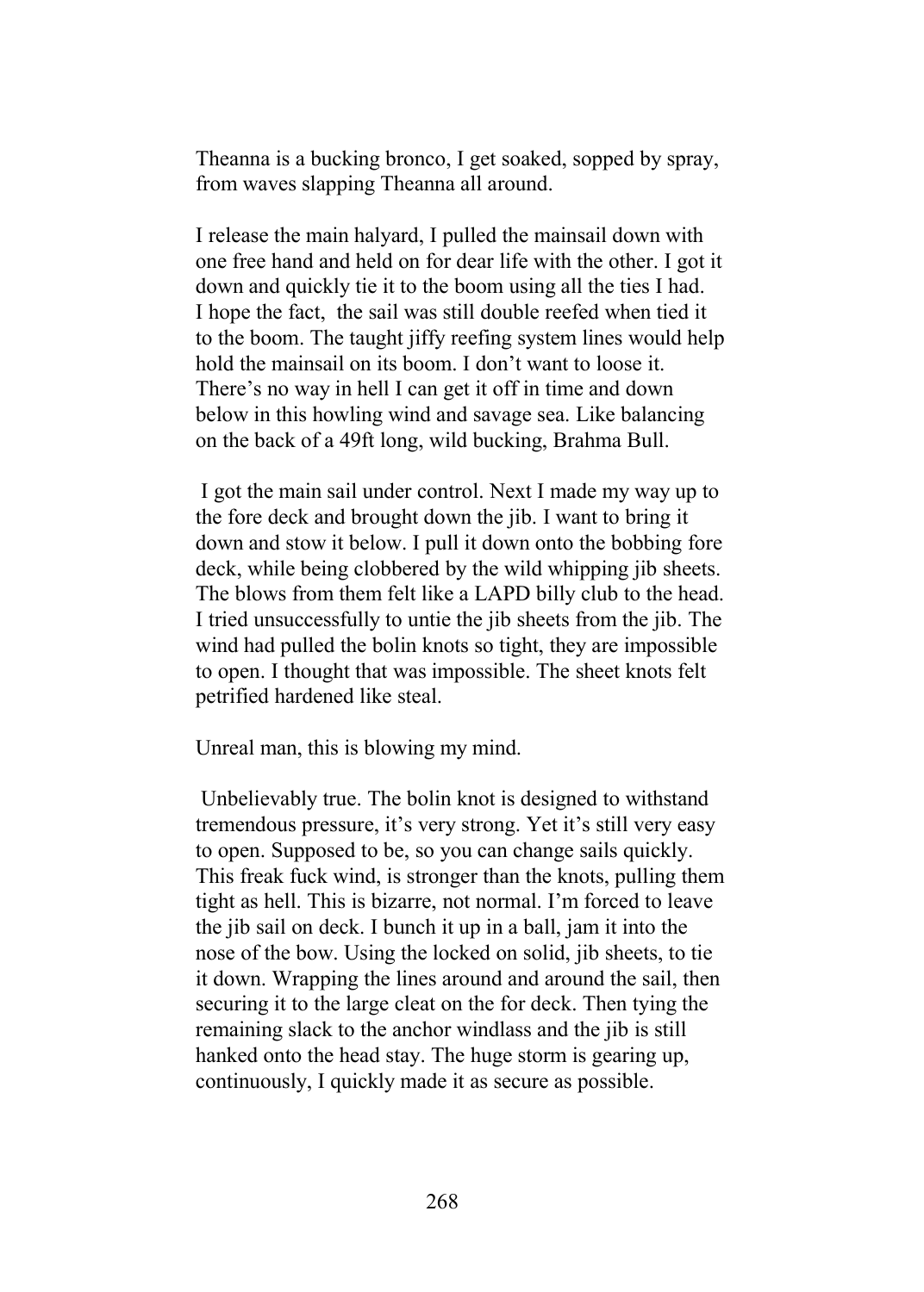Theanna is a bucking bronco, I get soaked, sopped by spray, from waves slapping Theanna all around.

I release the main halyard, I pulled the mainsail down with one free hand and held on for dear life with the other. I got it down and quickly tie it to the boom using all the ties I had. I hope the fact, the sail was still double reefed when tied it to the boom. The taught jiffy reefing system lines would help hold the mainsail on its boom. I don't want to loose it. There's no way in hell I can get it off in time and down below in this howling wind and savage sea. Like balancing on the back of a 49ft long, wild bucking, Brahma Bull.

I got the main sail under control. Next I made my way up to the fore deck and brought down the jib. I want to bring it down and stow it below. I pull it down onto the bobbing fore deck, while being clobbered by the wild whipping jib sheets. The blows from them felt like a LAPD billy club to the head. I tried unsuccessfully to untie the jib sheets from the jib. The wind had pulled the bolin knots so tight, they are impossible to open. I thought that was impossible. The sheet knots felt petrified hardened like steal.

Unreal man, this is blowing my mind.

Unbelievably true. The bolin knot is designed to withstand tremendous pressure, it's very strong. Yet it's still very easy to open. Supposed to be, so you can change sails quickly. This freak fuck wind, is stronger than the knots, pulling them tight as hell. This is bizarre, not normal. I'm forced to leave the jib sail on deck. I bunch it up in a ball, jam it into the nose of the bow. Using the locked on solid, jib sheets, to tie it down. Wrapping the lines around and around the sail, then securing it to the large cleat on the for deck. Then tying the remaining slack to the anchor windlass and the jib is still hanked onto the head stay. The huge storm is gearing up, continuously, I quickly made it as secure as possible.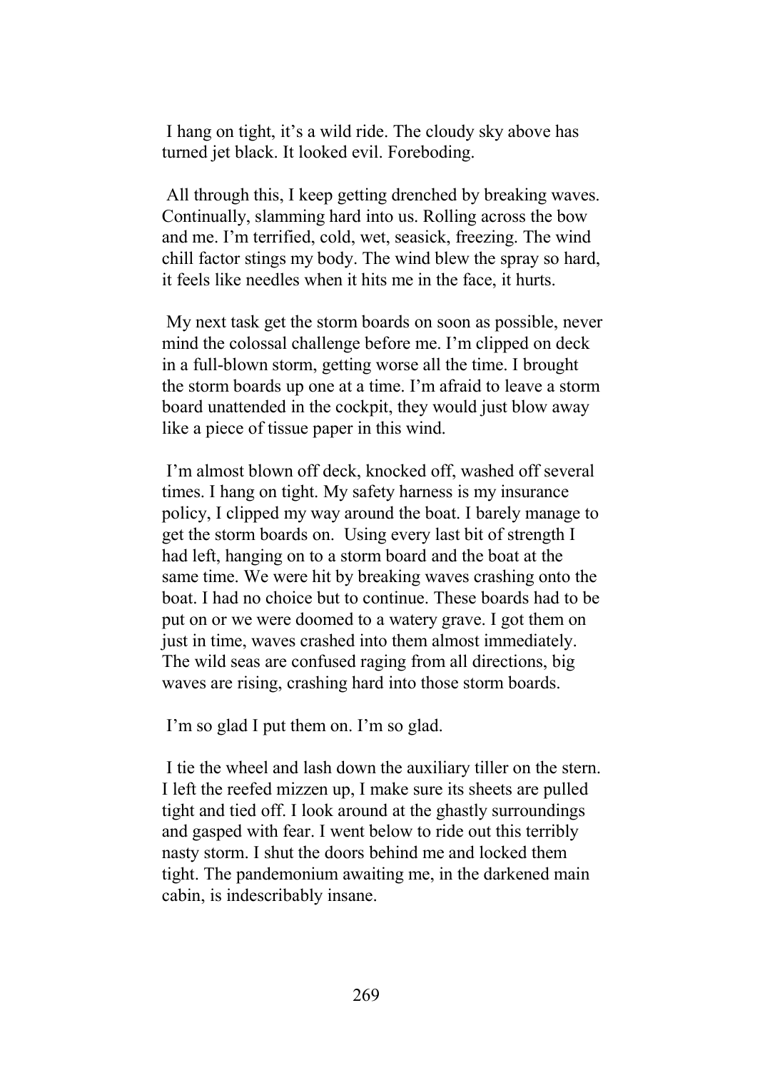I hang on tight, it's a wild ride. The cloudy sky above has turned jet black. It looked evil. Foreboding.

All through this, I keep getting drenched by breaking waves. Continually, slamming hard into us. Rolling across the bow and me. I'm terrified, cold, wet, seasick, freezing. The wind chill factor stings my body. The wind blew the spray so hard, it feels like needles when it hits me in the face, it hurts.

My next task get the storm boards on soon as possible, never mind the colossal challenge before me. I'm clipped on deck in a full-blown storm, getting worse all the time. I brought the storm boards up one at a time. I'm afraid to leave a storm board unattended in the cockpit, they would just blow away like a piece of tissue paper in this wind.

I'm almost blown off deck, knocked off, washed off several times. I hang on tight. My safety harness is my insurance policy, I clipped my way around the boat. I barely manage to get the storm boards on. Using every last bit of strength I had left, hanging on to a storm board and the boat at the same time. We were hit by breaking waves crashing onto the boat. I had no choice but to continue. These boards had to be put on or we were doomed to a watery grave. I got them on just in time, waves crashed into them almost immediately. The wild seas are confused raging from all directions, big waves are rising, crashing hard into those storm boards.

I'm so glad I put them on. I'm so glad.

I tie the wheel and lash down the auxiliary tiller on the stern. I left the reefed mizzen up, I make sure its sheets are pulled tight and tied off. I look around at the ghastly surroundings and gasped with fear. I went below to ride out this terribly nasty storm. I shut the doors behind me and locked them tight. The pandemonium awaiting me, in the darkened main cabin, is indescribably insane.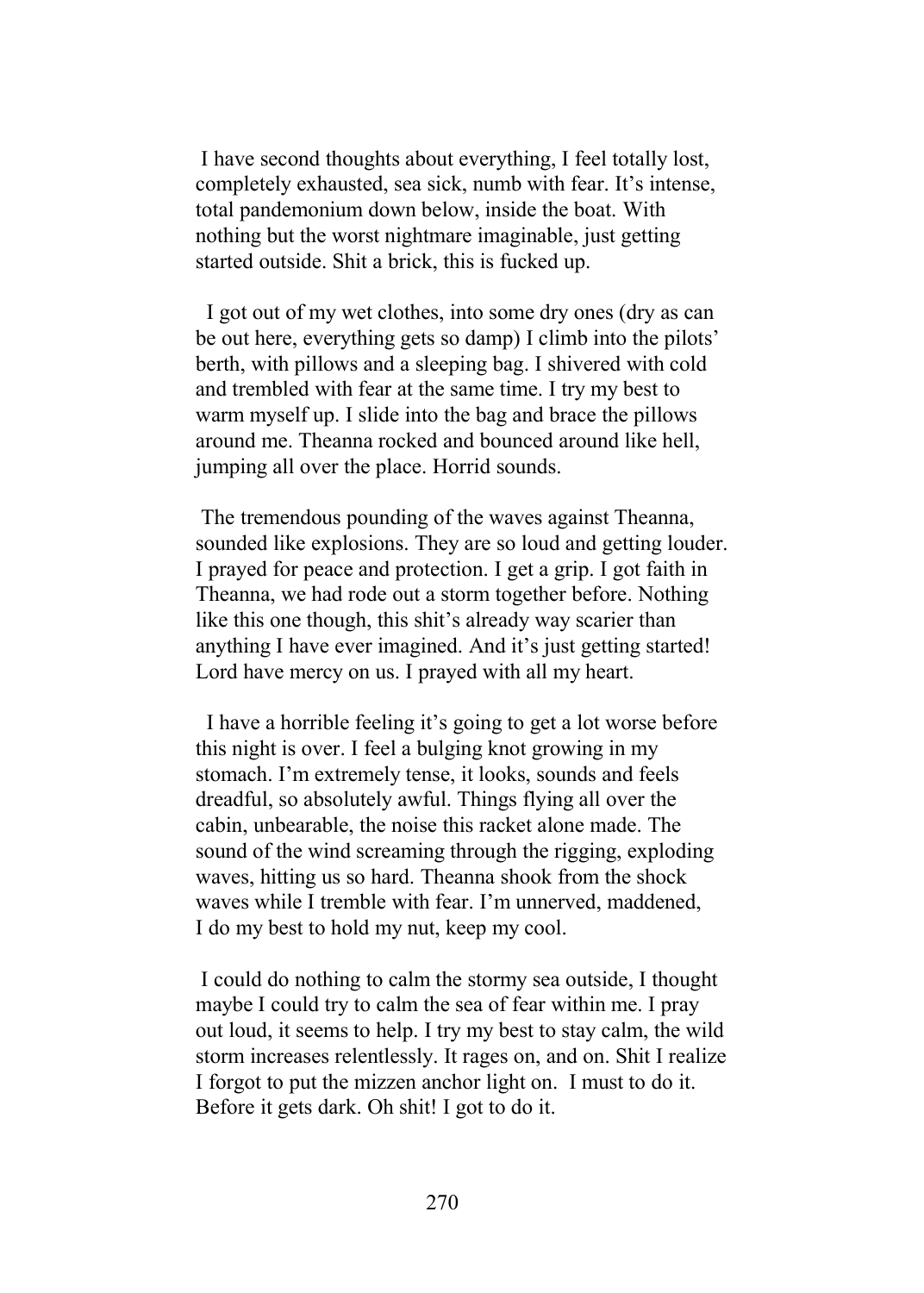I have second thoughts about everything, I feel totally lost, completely exhausted, sea sick, numb with fear. It's intense, total pandemonium down below, inside the boat. With nothing but the worst nightmare imaginable, just getting started outside. Shit a brick, this is fucked up.

I got out of my wet clothes, into some dry ones (dry as can be out here, everything gets so damp) I climb into the pilots' berth, with pillows and a sleeping bag. I shivered with cold and trembled with fear at the same time. I try my best to warm myself up. I slide into the bag and brace the pillows around me. Theanna rocked and bounced around like hell, jumping all over the place. Horrid sounds.

The tremendous pounding of the waves against Theanna, sounded like explosions. They are so loud and getting louder. I prayed for peace and protection. I get a grip. I got faith in Theanna, we had rode out a storm together before. Nothing like this one though, this shit's already way scarier than anything I have ever imagined. And it's just getting started! Lord have mercy on us. I prayed with all my heart.

I have a horrible feeling it's going to get a lot worse before this night is over. I feel a bulging knot growing in my stomach. I'm extremely tense, it looks, sounds and feels dreadful, so absolutely awful. Things flying all over the cabin, unbearable, the noise this racket alone made. The sound of the wind screaming through the rigging, exploding waves, hitting us so hard. Theanna shook from the shock waves while I tremble with fear. I'm unnerved, maddened, I do my best to hold my nut, keep my cool.

I could do nothing to calm the stormy sea outside, I thought maybe I could try to calm the sea of fear within me. I pray out loud, it seems to help. I try my best to stay calm, the wild storm increases relentlessly. It rages on, and on. Shit I realize I forgot to put the mizzen anchor light on. I must to do it. Before it gets dark. Oh shit! I got to do it.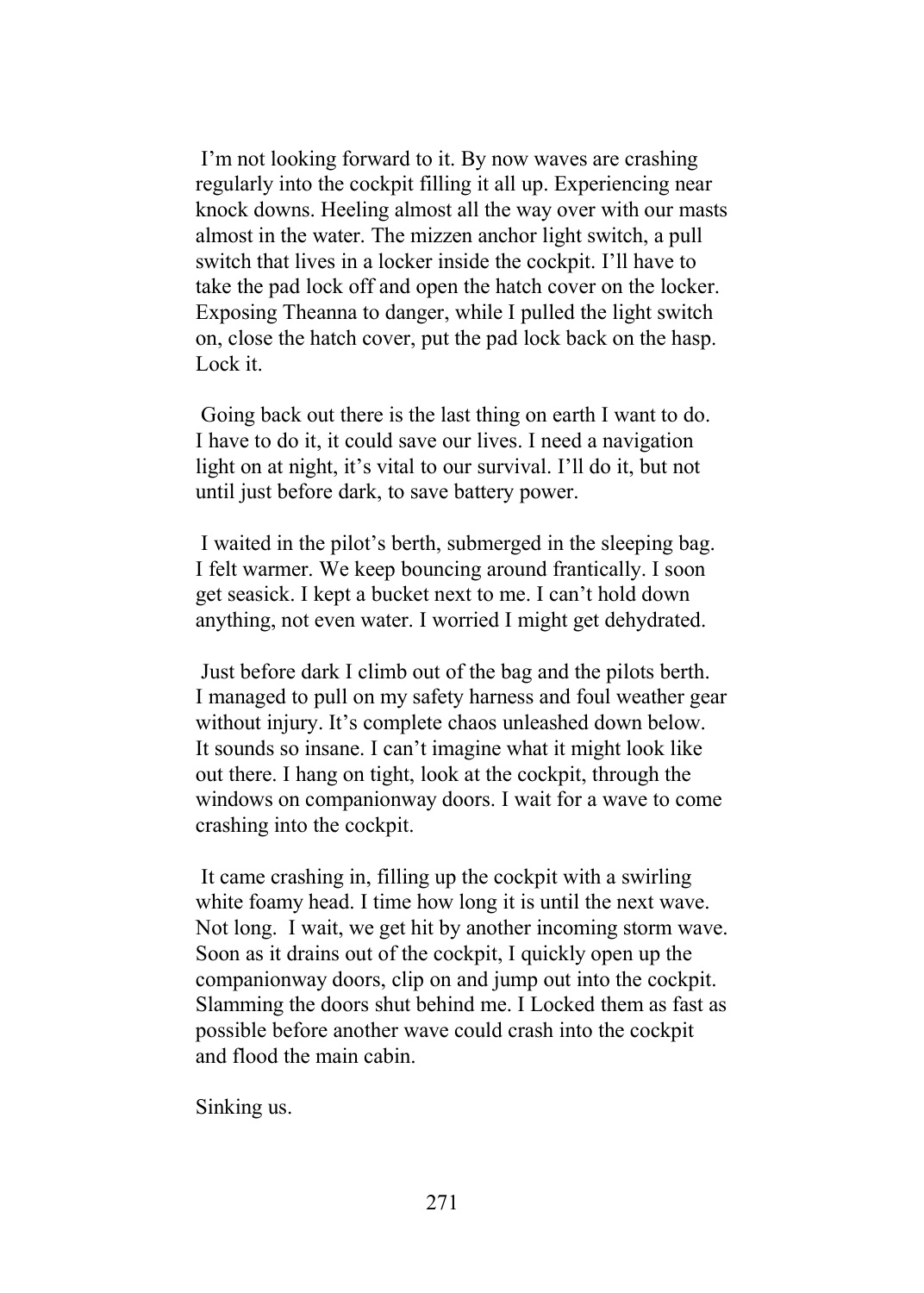I'm not looking forward to it. By now waves are crashing regularly into the cockpit filling it all up. Experiencing near knock downs. Heeling almost all the way over with our masts almost in the water. The mizzen anchor light switch, a pull switch that lives in a locker inside the cockpit. I'll have to take the pad lock off and open the hatch cover on the locker. Exposing Theanna to danger, while I pulled the light switch on, close the hatch cover, put the pad lock back on the hasp. Lock it.

Going back out there is the last thing on earth I want to do. I have to do it, it could save our lives. I need a navigation light on at night, it's vital to our survival. I'll do it, but not until just before dark, to save battery power.

I waited in the pilot's berth, submerged in the sleeping bag. I felt warmer. We keep bouncing around frantically. I soon get seasick. I kept a bucket next to me. I can't hold down anything, not even water. I worried I might get dehydrated.

Just before dark I climb out of the bag and the pilots berth. I managed to pull on my safety harness and foul weather gear without injury. It's complete chaos unleashed down below. It sounds so insane. I can't imagine what it might look like out there. I hang on tight, look at the cockpit, through the windows on companionway doors. I wait for a wave to come crashing into the cockpit.

It came crashing in, filling up the cockpit with a swirling white foamy head. I time how long it is until the next wave. Not long. I wait, we get hit by another incoming storm wave. Soon as it drains out of the cockpit, I quickly open up the companionway doors, clip on and jump out into the cockpit. Slamming the doors shut behind me. I Locked them as fast as possible before another wave could crash into the cockpit and flood the main cabin.

Sinking us.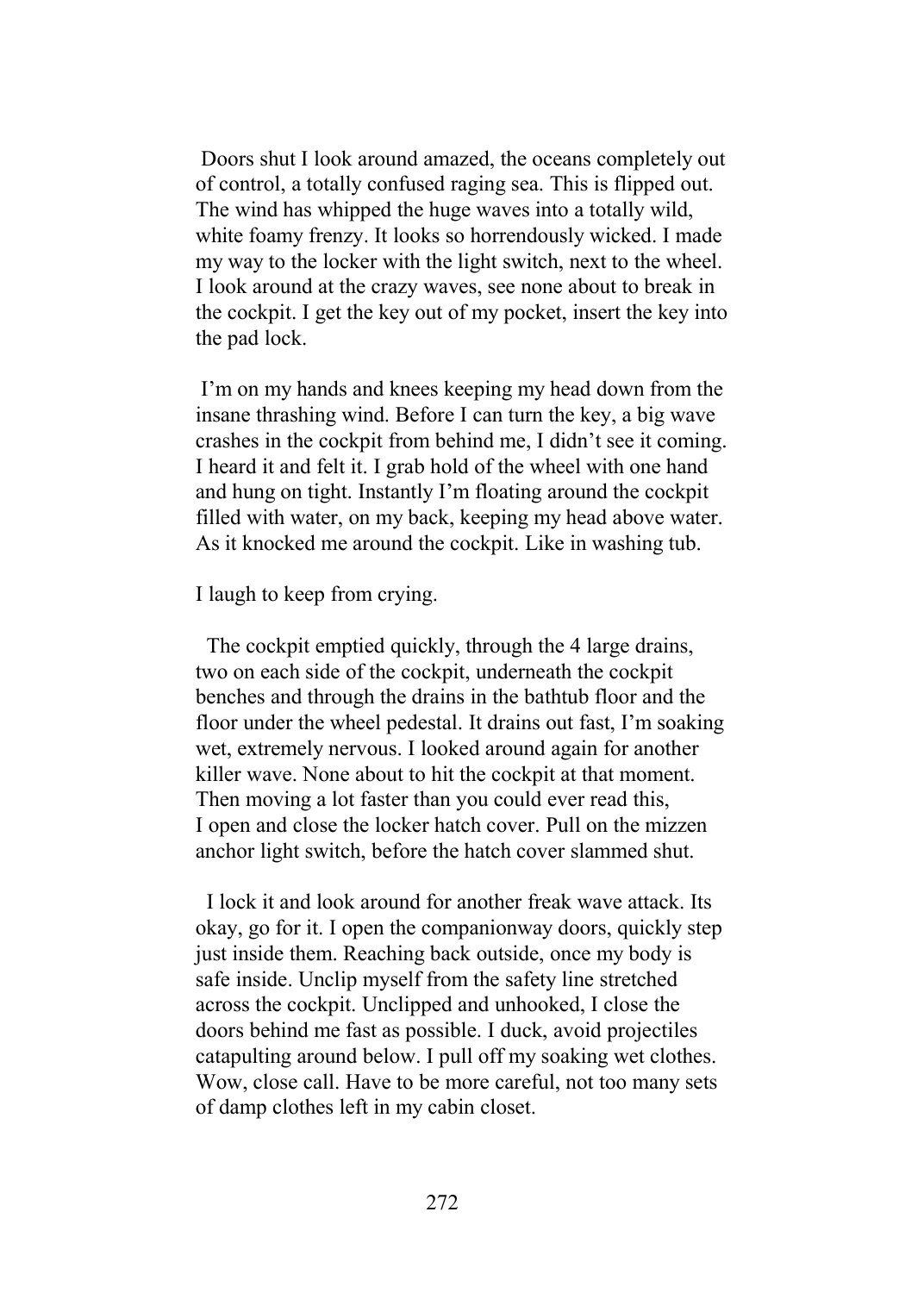Doors shut I look around amazed, the oceans completely out of control, a totally confused raging sea. This is flipped out. The wind has whipped the huge waves into a totally wild, white foamy frenzy. It looks so horrendously wicked. I made my way to the locker with the light switch, next to the wheel. I look around at the crazy waves, see none about to break in the cockpit. I get the key out of my pocket, insert the key into the pad lock.

I'm on my hands and knees keeping my head down from the insane thrashing wind. Before I can turn the key, a big wave crashes in the cockpit from behind me, I didn't see it coming. I heard it and felt it. I grab hold of the wheel with one hand and hung on tight. Instantly I'm floating around the cockpit filled with water, on my back, keeping my head above water. As it knocked me around the cockpit. Like in washing tub.

I laugh to keep from crying.

The cockpit emptied quickly, through the 4 large drains, two on each side of the cockpit, underneath the cockpit benches and through the drains in the bathtub floor and the floor under the wheel pedestal. It drains out fast, I'm soaking wet, extremely nervous. I looked around again for another killer wave. None about to hit the cockpit at that moment. Then moving a lot faster than you could ever read this, I open and close the locker hatch cover. Pull on the mizzen anchor light switch, before the hatch cover slammed shut.

I lock it and look around for another freak wave attack. Its okay, go for it. I open the companionway doors, quickly step just inside them. Reaching back outside, once my body is safe inside. Unclip myself from the safety line stretched across the cockpit. Unclipped and unhooked, I close the doors behind me fast as possible. I duck, avoid projectiles catapulting around below. I pull off my soaking wet clothes. Wow, close call. Have to be more careful, not too many sets of damp clothes left in my cabin closet.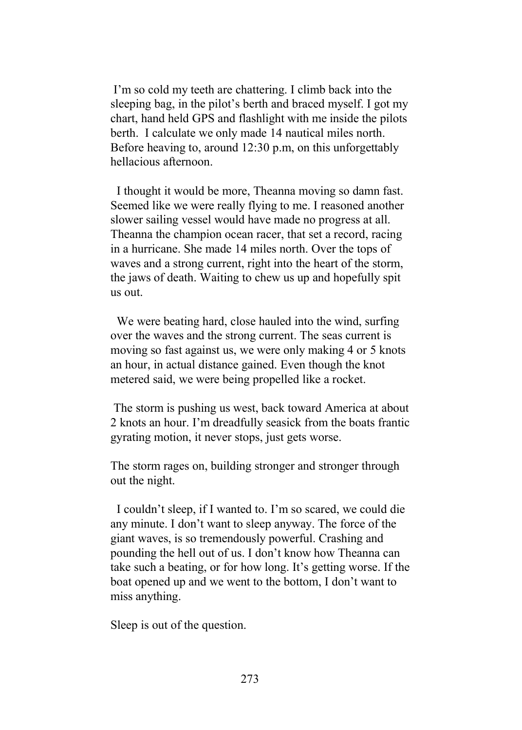I'm so cold my teeth are chattering. I climb back into the sleeping bag, in the pilot's berth and braced myself. I got my chart, hand held GPS and flashlight with me inside the pilots berth. I calculate we only made 14 nautical miles north. Before heaving to, around 12:30 p.m, on this unforgettably hellacious afternoon.

I thought it would be more, Theanna moving so damn fast. Seemed like we were really flying to me. I reasoned another slower sailing vessel would have made no progress at all. Theanna the champion ocean racer, that set a record, racing in a hurricane. She made 14 miles north. Over the tops of waves and a strong current, right into the heart of the storm, the jaws of death. Waiting to chew us up and hopefully spit us out.

We were beating hard, close hauled into the wind, surfing over the waves and the strong current. The seas current is moving so fast against us, we were only making 4 or 5 knots an hour, in actual distance gained. Even though the knot metered said, we were being propelled like a rocket.

The storm is pushing us west, back toward America at about 2 knots an hour. I'm dreadfully seasick from the boats frantic gyrating motion, it never stops, just gets worse.

The storm rages on, building stronger and stronger through out the night.

I couldn't sleep, if I wanted to. I'm so scared, we could die any minute. I don't want to sleep anyway. The force of the giant waves, is so tremendously powerful. Crashing and pounding the hell out of us. I don't know how Theanna can take such a beating, or for how long. It's getting worse. If the boat opened up and we went to the bottom, I don't want to miss anything.

Sleep is out of the question.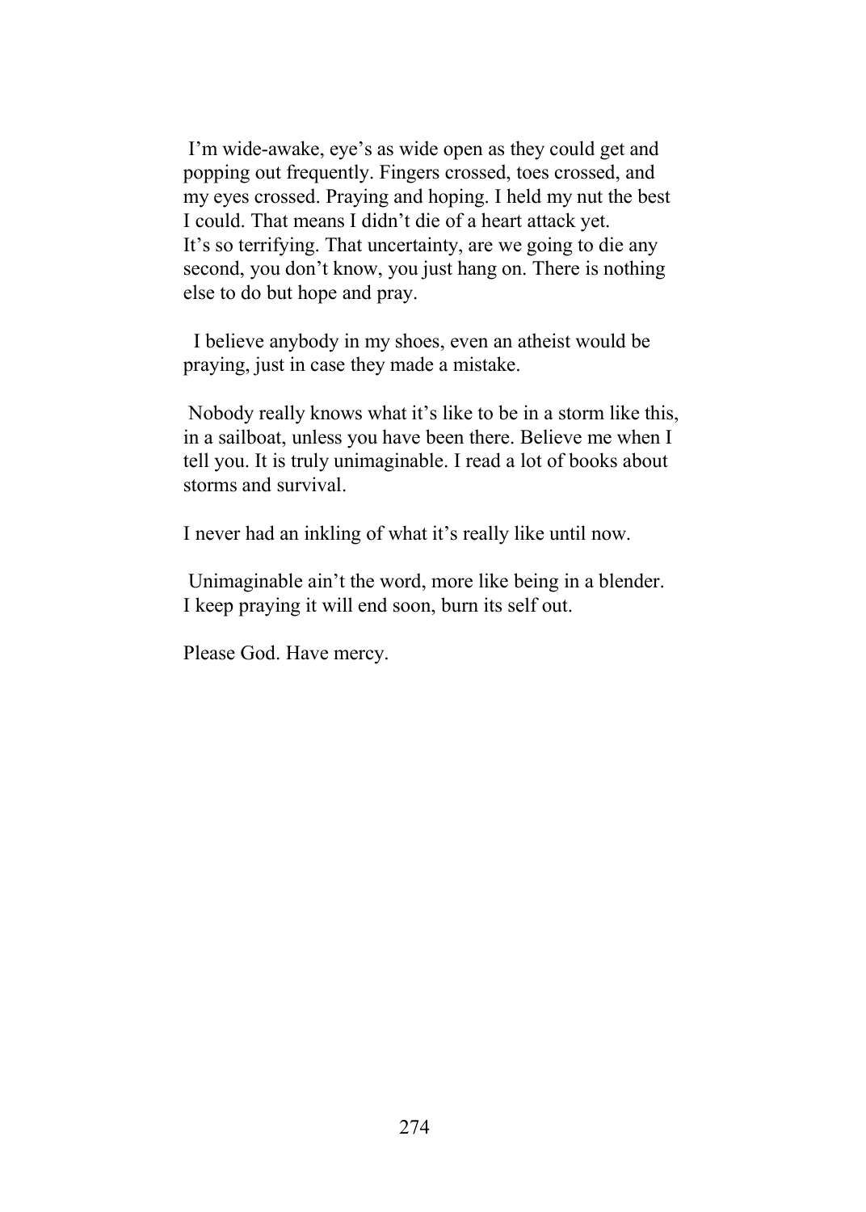I'm wide-awake, eye's as wide open as they could get and popping out frequently. Fingers crossed, toes crossed, and my eyes crossed. Praying and hoping. I held my nut the best I could. That means I didn't die of a heart attack yet. It's so terrifying. That uncertainty, are we going to die any second, you don't know, you just hang on. There is nothing else to do but hope and pray.

I believe anybody in my shoes, even an atheist would be praying, just in case they made a mistake.

Nobody really knows what it's like to be in a storm like this, in a sailboat, unless you have been there. Believe me when I tell you. It is truly unimaginable. I read a lot of books about storms and survival.

I never had an inkling of what it's really like until now.

Unimaginable ain't the word, more like being in a blender. I keep praying it will end soon, burn its self out.

Please God. Have mercy.